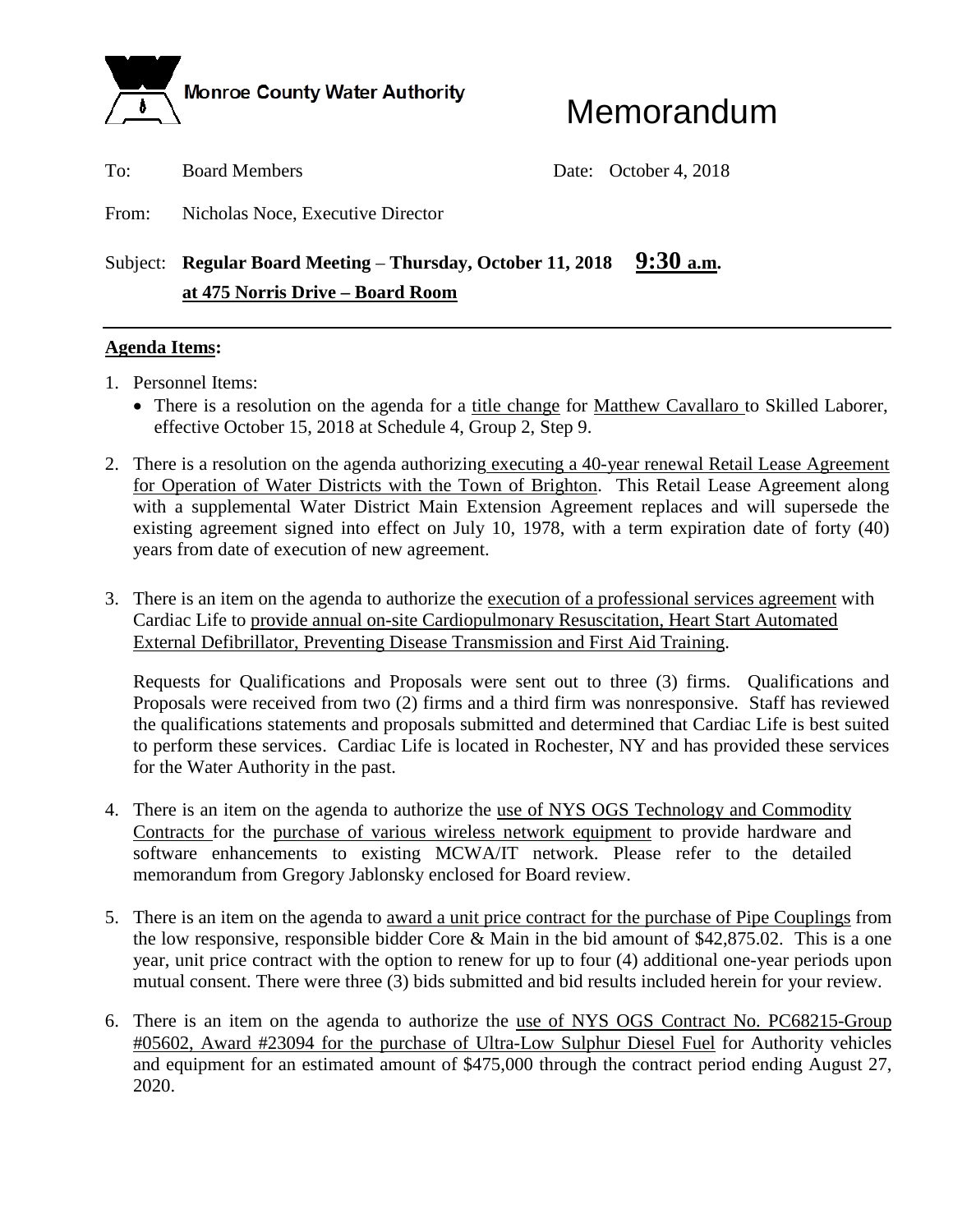Monroe County Water Authority

# Memorandum

To: Board Members Date: October 4, 2018

From: Nicholas Noce, Executive Director

Subject: **Regular Board Meeting – Thursday, October 11, 2018 9:30 a.m. at 475 Norris Drive – Board Room**

---

**Agenda Items:**

1. Personnel Items:
   - There is a resolution on the agenda for a title change for Matthew Cavallaro to Skilled Laborer, effective October 15, 2018 at Schedule 4, Group 2, Step 9.

2. There is a resolution on the agenda authorizing executing a 40-year renewal Retail Lease Agreement for Operation of Water Districts with the Town of Brighton. This Retail Lease Agreement along with a supplemental Water District Main Extension Agreement replaces and will supersede the existing agreement signed into effect on July 10, 1978, with a term expiration date of forty (40) years from date of execution of new agreement.

3. There is an item on the agenda to authorize the execution of a professional services agreement with Cardiac Life to provide annual on-site Cardiopulmonary Resuscitation, Heart Start Automated External Defibrillator, Preventing Disease Transmission and First Aid Training.

   Requests for Qualifications and Proposals were sent out to three (3) firms. Qualifications and Proposals were received from two (2) firms and a third firm was nonresponsive. Staff has reviewed the qualifications statements and proposals submitted and determined that Cardiac Life is best suited to perform these services. Cardiac Life is located in Rochester, NY and has provided these services for the Water Authority in the past.

4. There is an item on the agenda to authorize the use of NYS OGS Technology and Commodity Contracts for the purchase of various wireless network equipment to provide hardware and software enhancements to existing MCWA/IT network. Please refer to the detailed memorandum from Gregory Jablonsky enclosed for Board review.

5. There is an item on the agenda to award a unit price contract for the purchase of Pipe Couplings from the low responsive, responsible bidder Core & Main in the bid amount of $42,875.02. This is a one year, unit price contract with the option to renew for up to four (4) additional one-year periods upon mutual consent. There were three (3) bids submitted and bid results included herein for your review.

6. There is an item on the agenda to authorize the use of NYS OGS Contract No. PC68215-Group #05602, Award #23094 for the purchase of Ultra-Low Sulphur Diesel Fuel for Authority vehicles and equipment for an estimated amount of $475,000 through the contract period ending August 27, 2020.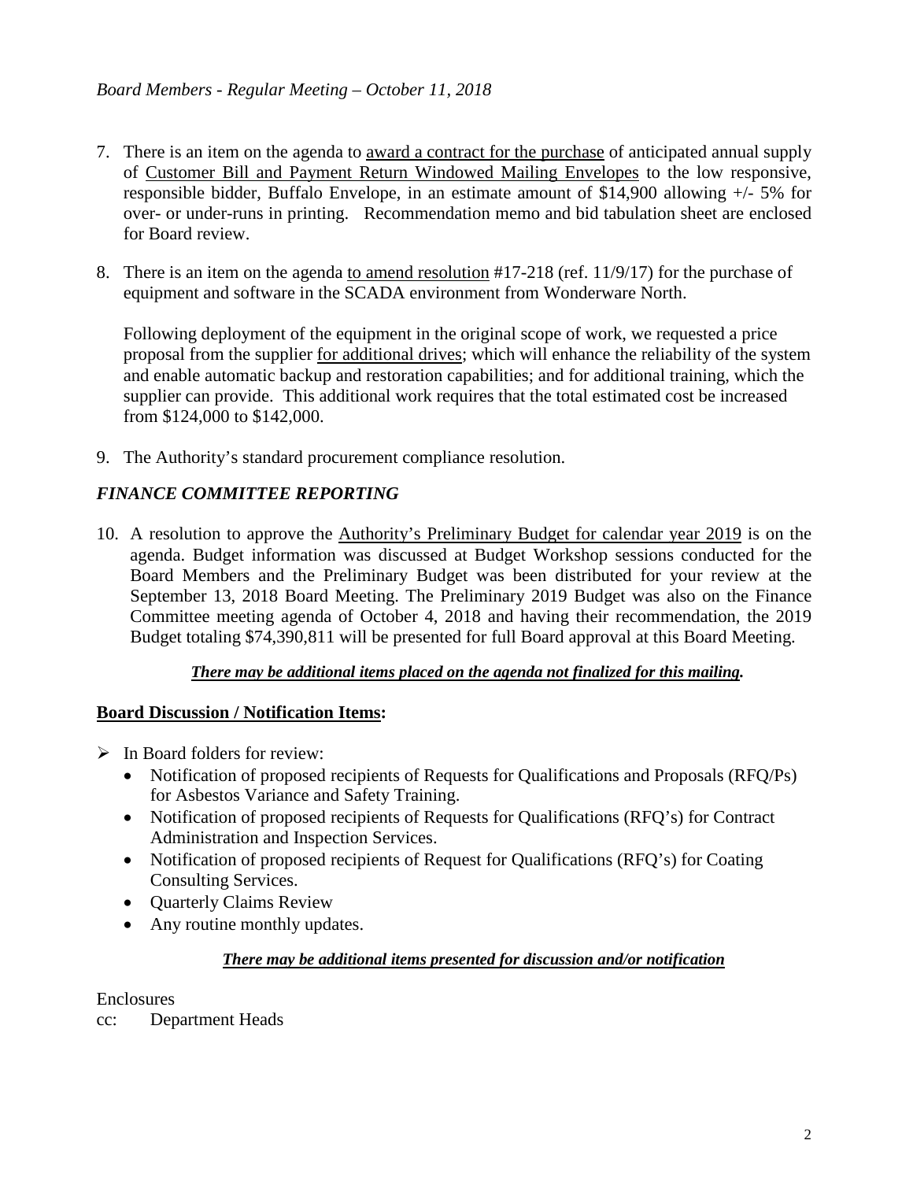7. There is an item on the agenda to award a contract for the purchase of anticipated annual supply of Customer Bill and Payment Return Windowed Mailing Envelopes to the low responsive, responsible bidder, Buffalo Envelope, in an estimate amount of $14,900 allowing +/- 5% for over- or under-runs in printing. Recommendation memo and bid tabulation sheet are enclosed for Board review.

8. There is an item on the agenda to amend resolution #17-218 (ref. 11/9/17) for the purchase of equipment and software in the SCADA environment from Wonderware North.

   Following deployment of the equipment in the original scope of work, we requested a price proposal from the supplier for additional drives; which will enhance the reliability of the system and enable automatic backup and restoration capabilities; and for additional training, which the supplier can provide. This additional work requires that the total estimated cost be increased from $124,000 to $142,000.

9. The Authority's standard procurement compliance resolution.

## *FINANCE COMMITTEE REPORTING*

10. A resolution to approve the Authority's Preliminary Budget for calendar year 2019 is on the agenda. Budget information was discussed at Budget Workshop sessions conducted for the Board Members and the Preliminary Budget was been distributed for your review at the September 13, 2018 Board Meeting. The Preliminary 2019 Budget was also on the Finance Committee meeting agenda of October 4, 2018 and having their recommendation, the 2019 Budget totaling $74,390,811 will be presented for full Board approval at this Board Meeting.

***There may be additional items placed on the agenda not finalized for this mailing.***

**Board Discussion / Notification Items:**

- In Board folders for review:
  - Notification of proposed recipients of Requests for Qualifications and Proposals (RFQ/Ps) for Asbestos Variance and Safety Training.
  - Notification of proposed recipients of Requests for Qualifications (RFQ's) for Contract Administration and Inspection Services.
  - Notification of proposed recipients of Request for Qualifications (RFQ's) for Coating Consulting Services.
  - Quarterly Claims Review
  - Any routine monthly updates.

***There may be additional items presented for discussion and/or notification***

Enclosures
cc: Department Heads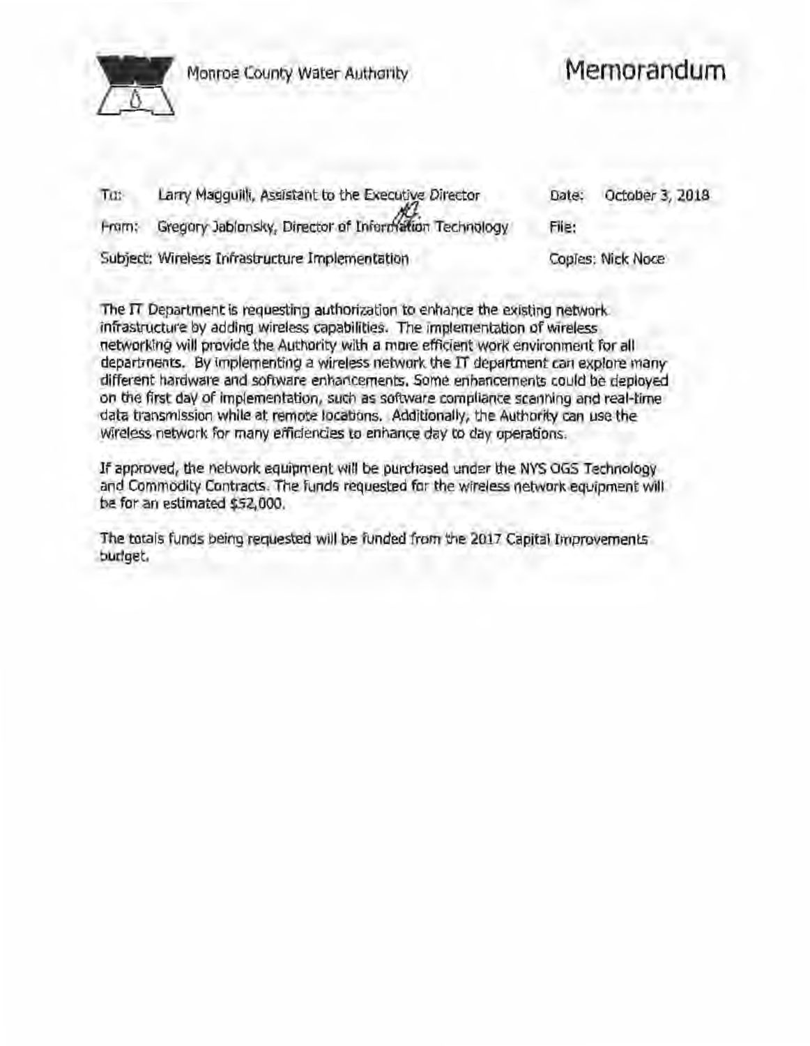Monroe County Water Authority

# Memorandum

| | | | |
|---|---|---|---|
| To: | Larry Magguilli, Assistant to the Executive Director | Date: | October 3, 2018 |
| From: | Gregory Jablonsky, Director of Information Technology | File: | |
| Subject: | Wireless Infrastructure Implementation | Copies: | Nick Noce |

The IT Department is requesting authorization to enhance the existing network infrastructure by adding wireless capabilities. The implementation of wireless networking will provide the Authority with a more efficient work environment for all departments. By implementing a wireless network the IT department can explore many different hardware and software enhancements. Some enhancements could be deployed on the first day of implementation, such as software compliance scanning and real-time data transmission while at remote locations. Additionally, the Authority can use the wireless network for many efficiencies to enhance day to day operations.

If approved, the network equipment will be purchased under the NYS OGS Technology and Commodity Contracts. The funds requested for the wireless network equipment will be for an estimated $52,000.

The totals funds being requested will be funded from the 2017 Capital Improvements budget.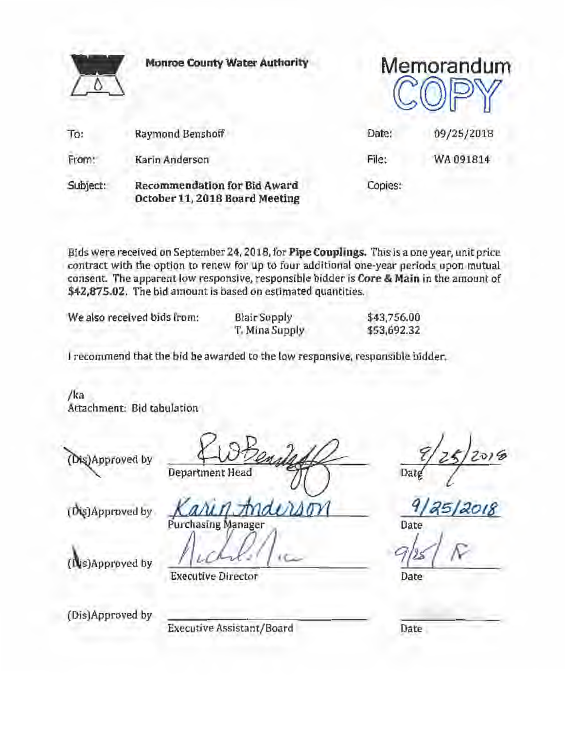**Monroe County Water Authority**

# Memorandum

COPY

| | | | |
|---|---|---|---|
| To: | Raymond Benshoff | Date: | 09/25/2018 |
| From: | Karin Anderson | File: | WA 091814 |
| Subject: | **Recommendation for Bid Award October 11, 2018 Board Meeting** | Copies: | |

Bids were received on September 24, 2018, for **Pipe Couplings.** This is a one year, unit price contract with the option to renew for up to four additional one-year periods upon mutual consent. The apparent low responsive, responsible bidder is **Core & Main** in the amount of **$42,875.02.** The bid amount is based on estimated quantities.

| We also received bids from: | | |
|---|---|---|
| | Blair Supply | $43,756.00 |
| | T. Mina Supply | $53,692.32 |

I recommend that the bid be awarded to the low responsive, responsible bidder.

/ka
Attachment: Bid tabulation

| | | |
|---|---|---|
| (Dis)Approved by | RWBenshoff<br>Department Head | 9/25/2018<br>Date |
| (Dis)Approved by | Karin Anderson<br>Purchasing Manager | 9/25/2018<br>Date |
| (Dis)Approved by | Nichols Noce<br>Executive Director | 9/25<br>Date |
| (Dis)Approved by | <br>Executive Assistant/Board | <br>Date |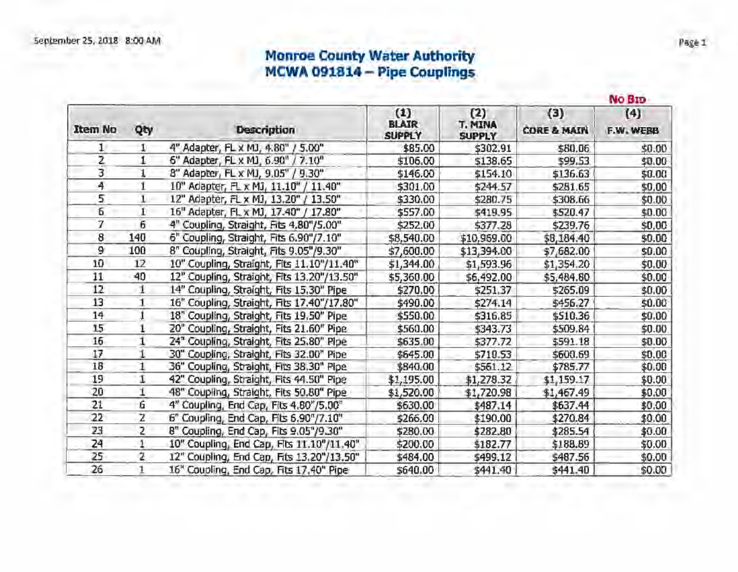September 25, 2018 8:00 AM

# Monroe County Water Authority
## MCWA 091814 – Pipe Couplings

| Item No | Qty | Description | (1) BLAIR SUPPLY | (2) T. MINA SUPPLY | (3) CORE & MAIN | (4) F.W. WEBB (No Bid) |
|---|---|---|---|---|---|---|
| 1 | 1 | 4" Adapter, FL x MJ, 4.80" / 5.00" | $85.00 | $302.91 | $80.06 | $0.00 |
| 2 | 1 | 6" Adapter, FL x MJ, 6.90" / 7.10" | $106.00 | $138.65 | $99.53 | $0.00 |
| 3 | 1 | 8" Adapter, FL x MJ, 9.05" / 9.30" | $146.00 | $154.10 | $136.63 | $0.00 |
| 4 | 1 | 10" Adapter, FL x MJ, 11.10" / 11.40" | $301.00 | $244.57 | $281.65 | $0.00 |
| 5 | 1 | 12" Adapter, FL x MJ, 13.20" / 13.50" | $330.00 | $280.75 | $308.66 | $0.00 |
| 6 | 1 | 16" Adapter, FL x MJ, 17.40" / 17.80" | $557.00 | $419.95 | $520.47 | $0.00 |
| 7 | 6 | 4" Coupling, Straight, Fits 4.80"/5.00" | $252.00 | $377.28 | $239.76 | $0.00 |
| 8 | 140 | 6" Coupling, Straight, Fits 6.90"/7.10" | $8,540.00 | $10,969.00 | $8,184.40 | $0.00 |
| 9 | 100 | 8" Coupling, Straight, Fits 9.05"/9.30" | $7,600.00 | $13,394.00 | $7,682.00 | $0.00 |
| 10 | 12 | 10" Coupling, Straight, Fits 11.10"/11.40" | $1,344.00 | $1,593.96 | $1,354.20 | $0.00 |
| 11 | 40 | 12" Coupling, Straight, Fits 13.20"/13.50" | $5,360.00 | $6,492.00 | $5,484.80 | $0.00 |
| 12 | 1 | 14" Coupling, Straight, Fits 15.30" Pipe | $270.00 | $251.37 | $265.09 | $0.00 |
| 13 | 1 | 16" Coupling, Straight, Fits 17.40"/17.80" | $490.00 | $274.14 | $456.27 | $0.00 |
| 14 | 1 | 18" Coupling, Straight, Fits 19.50" Pipe | $550.00 | $316.85 | $510.36 | $0.00 |
| 15 | 1 | 20" Coupling, Straight, Fits 21.60" Pipe | $560.00 | $343.73 | $509.84 | $0.00 |
| 16 | 1 | 24" Coupling, Straight, Fits 25.80" Pipe | $635.00 | $377.72 | $591.18 | $0.00 |
| 17 | 1 | 30" Coupling, Straight, Fits 32.00" Pipe | $645.00 | $710.53 | $600.69 | $0.00 |
| 18 | 1 | 36" Coupling, Straight, Fits 38.30" Pipe | $840.00 | $561.12 | $785.77 | $0.00 |
| 19 | 1 | 42" Coupling, Straight, Fits 44.50" Pipe | $1,195.00 | $1,278.32 | $1,159.17 | $0.00 |
| 20 | 1 | 48" Coupling, Straight, Fits 50.80" Pipe | $1,520.00 | $1,720.98 | $1,467.49 | $0.00 |
| 21 | 6 | 4" Coupling, End Cap, Fits 4.80"/5.00" | $630.00 | $487.14 | $637.44 | $0.00 |
| 22 | 2 | 6" Coupling, End Cap, Fits 6.90"/7.10" | $266.00 | $190.00 | $270.84 | $0.00 |
| 23 | 2 | 8" Coupling, End Cap, Fits 9.05"/9.30" | $280.00 | $282.80 | $285.54 | $0.00 |
| 24 | 1 | 10" Coupling, End Cap, Fits 11.10"/11.40" | $200.00 | $182.77 | $188.89 | $0.00 |
| 25 | 2 | 12" Coupling, End Cap, Fits 13.20"/13.50" | $484.00 | $499.12 | $487.56 | $0.00 |
| 26 | 1 | 16" Coupling, End Cap, Fits 17.40" Pipe | $640.00 | $441.40 | $441.40 | $0.00 |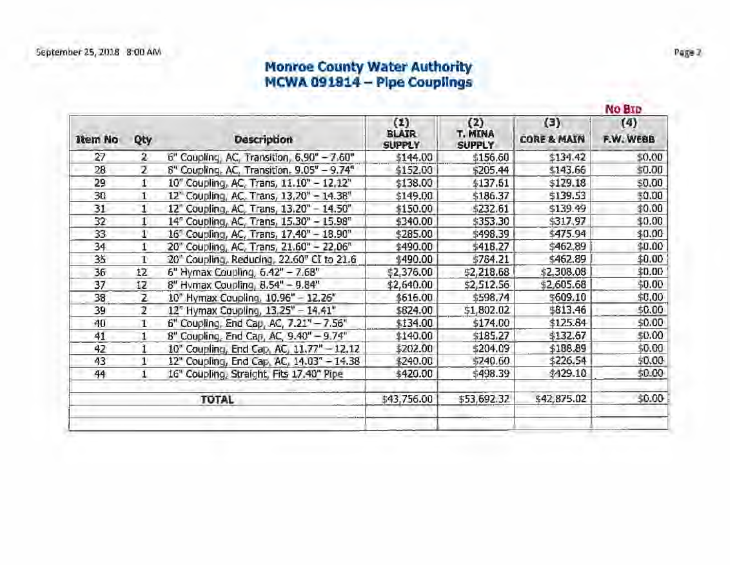# Monroe County Water Authority
## MCWA 091814 – Pipe Couplings

| Item No | Qty | Description | (1) BLAIR SUPPLY | (2) T. MINA SUPPLY | (3) CORE & MAIN | No Bid (4) F.W. WEBB |
|---|---|---|---|---|---|---|
| 27 | 2 | 6" Coupling, AC, Transition, 6.90" – 7.60" | $144.00 | $156.60 | $134.42 | $0.00 |
| 28 | 2 | 8" Coupling, AC, Transition, 9.05" – 9.74" | $152.00 | $205.44 | $143.66 | $0.00 |
| 29 | 1 | 10" Coupling, AC, Trans, 11.10" – 12.12" | $138.00 | $137.61 | $129.18 | $0.00 |
| 30 | 1 | 12" Coupling, AC, Trans, 13.20" – 14.38" | $149.00 | $186.37 | $139.53 | $0.00 |
| 31 | 1 | 12" Coupling, AC, Trans, 13.20" – 14.50" | $150.00 | $232.61 | $139.49 | $0.00 |
| 32 | 1 | 14" Coupling, AC, Trans, 15.30" – 15.98" | $340.00 | $353.30 | $317.97 | $0.00 |
| 33 | 1 | 16" Coupling, AC, Trans, 17.40" – 18.90" | $285.00 | $498.39 | $475.94 | $0.00 |
| 34 | 1 | 20" Coupling, AC, Trans, 21.60" – 22.06" | $490.00 | $418.27 | $462.89 | $0.00 |
| 35 | 1 | 20" Coupling, Reducing, 22.60" CI to 21.6 | $490.00 | $784.21 | $462.89 | $0.00 |
| 36 | 12 | 6" Hymax Coupling, 6.42" – 7.68" | $2,376.00 | $2,218.68 | $2,308.08 | $0.00 |
| 37 | 12 | 8" Hymax Coupling, 8.54" – 9.84" | $2,640.00 | $2,512.56 | $2,605.68 | $0.00 |
| 38 | 2 | 10" Hymax Coupling, 10.96" – 12.26" | $616.00 | $598.74 | $609.10 | $0.00 |
| 39 | 2 | 12" Hymax Coupling, 13.25" – 14.41" | $824.00 | $1,802.02 | $813.46 | $0.00 |
| 40 | 1 | 6" Coupling, End Cap, AC, 7.21" – 7.56" | $134.00 | $174.00 | $125.84 | $0.00 |
| 41 | 1 | 8" Coupling, End Cap, AC, 9.40" – 9.74" | $140.00 | $185.27 | $132.67 | $0.00 |
| 42 | 1 | 10" Coupling, End Cap, AC, 11.77" – 12.12 | $202.00 | $204.09 | $188.89 | $0.00 |
| 43 | 1 | 12" Coupling, End Cap, AC, 14.03" – 14.38 | $240.00 | $240.60 | $226.54 | $0.00 |
| 44 | 1 | 16" Coupling, Straight, Fits 17.40" Pipe | $420.00 | $498.39 | $429.10 | $0.00 |
| | | | | | | |
| | | **TOTAL** | $43,756.00 | $53,692.32 | $42,875.02 | $0.00 |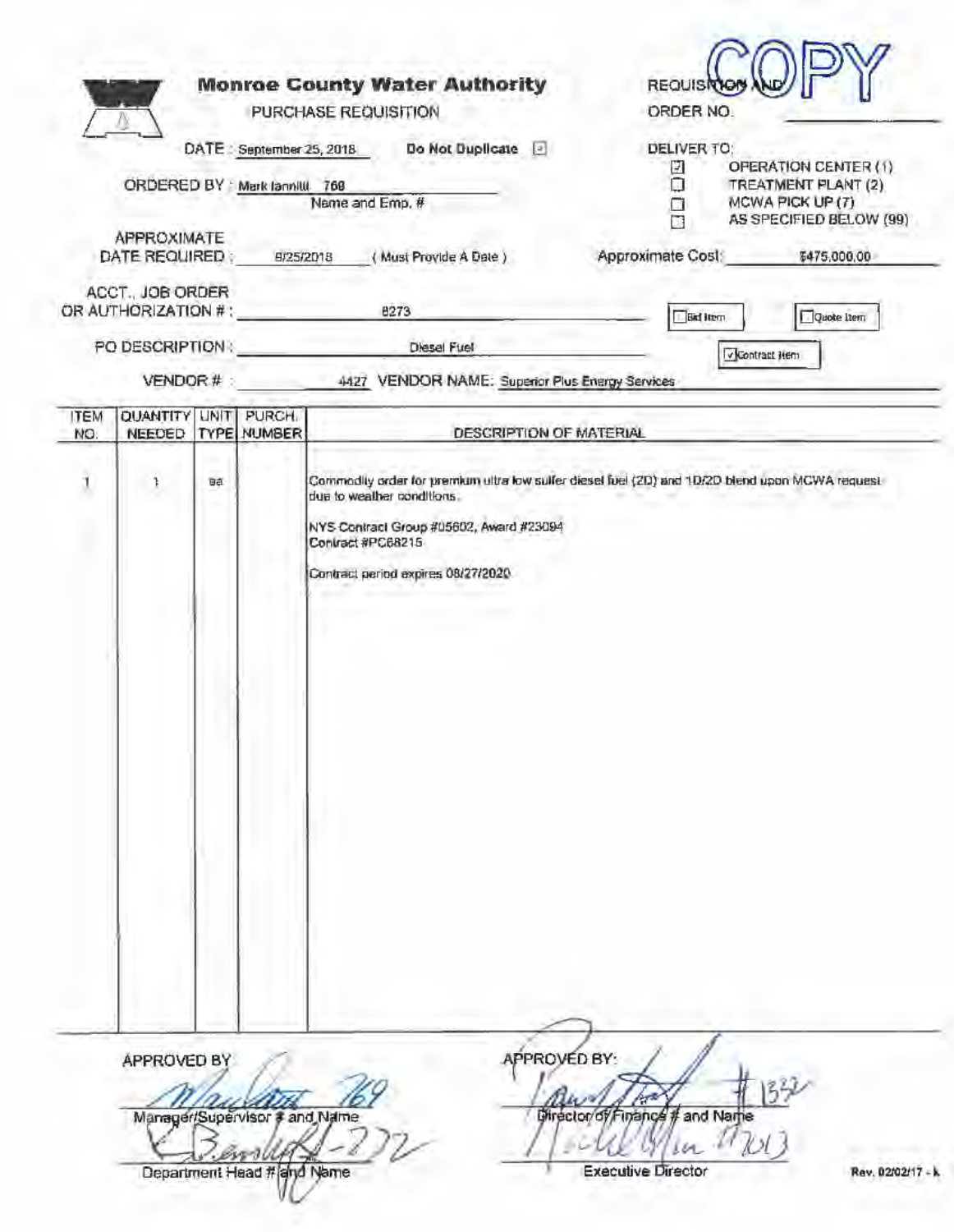# Monroe County Water Authority

PURCHASE REQUISITION

REQUISITION AND ORDER NO. COPY

DATE : September 25, 2018 Do Not Duplicate ☑

ORDERED BY : Mark Iannitti 769
Name and Emp. #

DELIVER TO:
- ☑ OPERATION CENTER (1)
- ☐ TREATMENT PLANT (2)
- ☐ MCWA PICK UP (7)
- ☐ AS SPECIFIED BELOW (99)

APPROXIMATE DATE REQUIRED : 9/25/2018 ( Must Provide A Date )

Approximate Cost: $475,000.00

ACCT., JOB ORDER OR AUTHORIZATION # : 8273

☐ Bid Item ☐ Quote Item ☑ Contract Item

PO DESCRIPTION : Diesel Fuel

VENDOR # : 4427 VENDOR NAME: Superior Plus Energy Services

| ITEM NO. | QUANTITY NEEDED | UNIT TYPE | PURCH. NUMBER | DESCRIPTION OF MATERIAL |
|---|---|---|---|---|
| 1 | 1 | ea | | Commodity order for premium ultra low sulfer diesel fuel (2D) and 1D/2D blend upon MCWA request due to weather conditions.<br><br>NYS Contract Group #05602, Award #23094<br>Contract #PC68215<br><br>Contract period expires 08/27/2020 |

APPROVED BY:

Manager/Supervisor # and Name: 769

Department Head # and Name: 272

APPROVED BY:

Director of Finance # and Name: 1332

Executive Director: 7013

Rev. 02/02/17 - k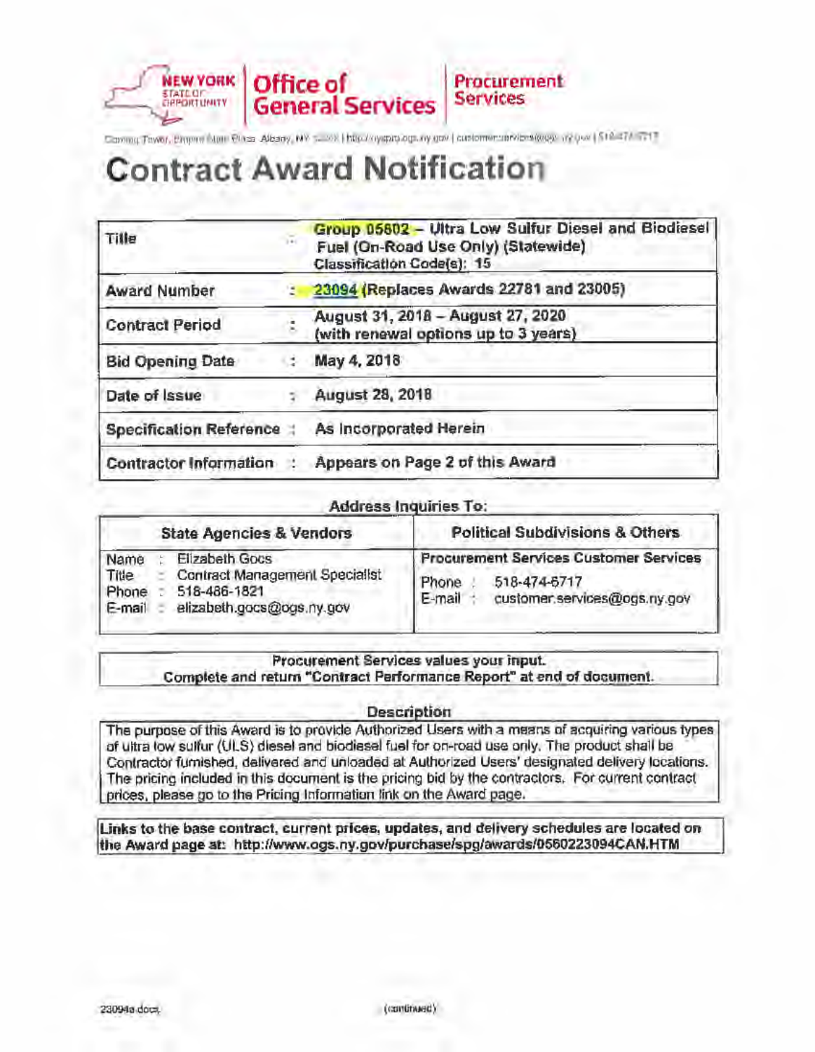NEW YORK STATE OF OPPORTUNITY | Office of General Services | Procurement Services

Corning Tower, Empire State Plaza, Albany, NY 12242 | http://nyspro.ogs.ny.gov | customer.services@ogs.ny.gov | 518-474-6717

# Contract Award Notification

| Title | : | Group 05602 – Ultra Low Sulfur Diesel and Biodiesel Fuel (On-Road Use Only) (Statewide) Classification Code(s): 15 |
|---|---|---|
| Award Number | : | 23094 (Replaces Awards 22781 and 23005) |
| Contract Period | : | August 31, 2018 – August 27, 2020 (with renewal options up to 3 years) |
| Bid Opening Date | : | May 4, 2018 |
| Date of Issue | : | August 28, 2018 |
| Specification Reference | : | As Incorporated Herein |
| Contractor Information | : | Appears on Page 2 of this Award |

## Address Inquiries To:

| State Agencies & Vendors | Political Subdivisions & Others |
|---|---|
| Name : Elizabeth Gocs<br>Title : Contract Management Specialist<br>Phone : 518-486-1821<br>E-mail : elizabeth.gocs@ogs.ny.gov | Procurement Services Customer Services<br>Phone : 518-474-6717<br>E-mail : customer.services@ogs.ny.gov |

**Procurement Services values your input.**
**Complete and return "Contract Performance Report" at end of document.**

## Description

The purpose of this Award is to provide Authorized Users with a means of acquiring various types of ultra low sulfur (ULS) diesel and biodiesel fuel for on-road use only. The product shall be Contractor furnished, delivered and unloaded at Authorized Users' designated delivery locations. The pricing included in this document is the pricing bid by the contractors. For current contract prices, please go to the Pricing Information link on the Award page.

**Links to the base contract, current prices, updates, and delivery schedules are located on the Award page at: http://www.ogs.ny.gov/purchase/spg/awards/0560223094CAN.HTM**

23094a.docx (continued)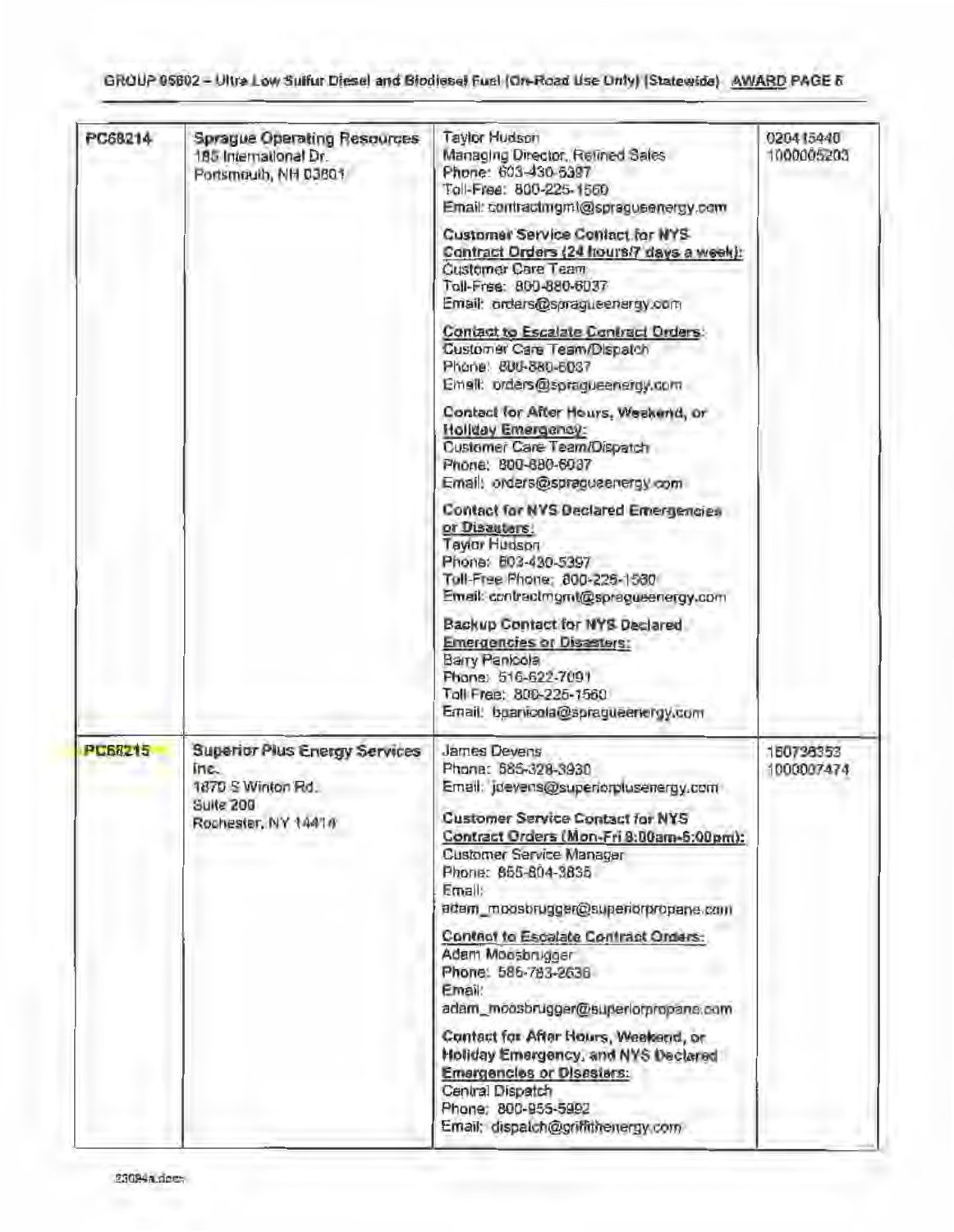| PC68214 | Sprague Operating Resources<br>185 International Dr.<br>Portsmouth, NH 03801 | Taylor Hudson<br>Managing Director, Refined Sales<br>Phone: 603-430-5397<br>Toll-Free: 800-225-1560<br>Email: contractmgmt@spragueenergy.com<br><br>**Customer Service Contact for NYS Contract Orders (24 hours/7 days a week):**<br>Customer Care Team<br>Toll-Free: 800-880-6037<br>Email: orders@spragueenergy.com<br><br>**Contact to Escalate Contract Orders:**<br>Customer Care Team/Dispatch<br>Phone: 800-880-6037<br>Email: orders@spragueenergy.com<br><br>**Contact for After Hours, Weekend, or Holiday Emergency:**<br>Customer Care Team/Dispatch<br>Phone: 800-880-6037<br>Email: orders@spragueenergy.com<br><br>**Contact for NYS Declared Emergencies or Disasters:**<br>Taylor Hudson<br>Phone: 603-430-5397<br>Toll-Free Phone: 800-225-1560<br>Email: contractmgmt@spragueenergy.com<br><br>**Backup Contact for NYS Declared Emergencies or Disasters:**<br>Barry Panicola<br>Phone: 516-622-7091<br>Toll Free: 800-225-1560<br>Email: bpanicola@spragueenergy.com | 020415440<br>1000005203 |
|---|---|---|---|
| PC68215 | Superior Plus Energy Services Inc.<br>1870 S Winton Rd.<br>Suite 200<br>Rochester, NY 14418 | James Devens<br>Phone: 585-328-3930<br>Email: jdevens@superiorplusenergy.com<br><br>**Customer Service Contact for NYS Contract Orders (Mon-Fri 8:00am-5:00pm):**<br>Customer Service Manager<br>Phone: 855-804-3835<br>Email:<br>adam_moosbrugger@superiorpropane.com<br><br>**Contact to Escalate Contract Orders:**<br>Adam Moosbrugger<br>Phone: 585-783-2636<br>Email:<br>adam_moosbrugger@superiorpropane.com<br><br>**Contact for After Hours, Weekend, or Holiday Emergency, and NYS Declared Emergencies or Disasters:**<br>Central Dispatch<br>Phone: 800-955-5992<br>Email: dispatch@griffithenergy.com | 160726353<br>1000007474 |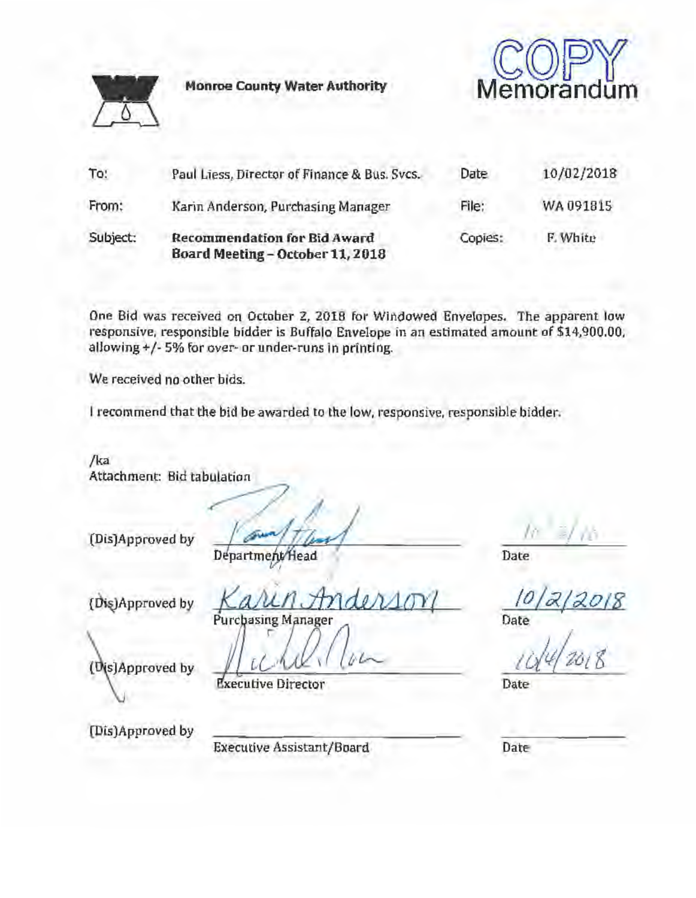**Monroe County Water Authority**

**COPY Memorandum**

| | | | |
|---|---|---|---|
| To: | Paul Liess, Director of Finance & Bus. Svcs. | Date | 10/02/2018 |
| From: | Karin Anderson, Purchasing Manager | File: | WA 091815 |
| Subject: | **Recommendation for Bid Award Board Meeting – October 11, 2018** | Copies: | F. White |

One Bid was received on October 2, 2018 for Windowed Envelopes. The apparent low responsive, responsible bidder is Buffalo Envelope in an estimated amount of $14,900.00, allowing +/- 5% for over- or under-runs in printing.

We received no other bids.

I recommend that the bid be awarded to the low, responsive, responsible bidder.

/ka
Attachment: Bid tabulation

| | | |
|---|---|---|
| (Dis)Approved by | Department Head | Date |
| (Dis)Approved by | Karin Anderson<br>Purchasing Manager | 10/2/2018<br>Date |
| (Dis)Approved by | Executive Director | 10/4/2018<br>Date |
| (Dis)Approved by | Executive Assistant/Board | Date |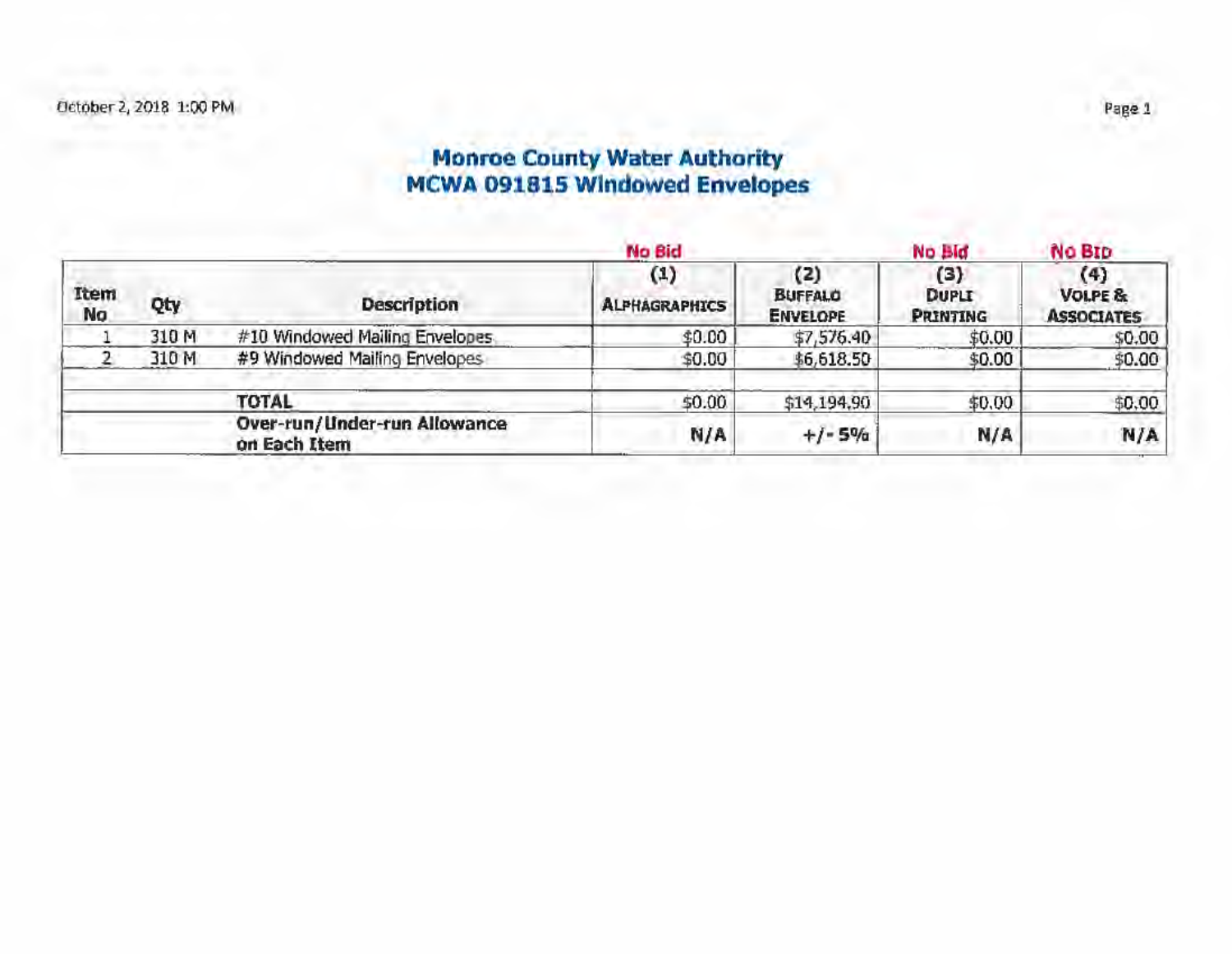October 2, 2018 1:00 PM

# Monroe County Water Authority
# MCWA 091815 Windowed Envelopes

| | | | No Bid | | No Bid | No Bid |
|---|---|---|---|---|---|---|
| Item No | Qty | Description | (1) ALPHAGRAPHICS | (2) BUFFALO ENVELOPE | (3) DUPLI PRINTING | (4) VOLPE & ASSOCIATES |
| 1 | 310 M | #10 Windowed Mailing Envelopes | $0.00 | $7,576.40 | $0.00 | $0.00 |
| 2 | 310 M | #9 Windowed Mailing Envelopes | $0.00 | $6,618.50 | $0.00 | $0.00 |
| | | | | | | |
| | | **TOTAL** | $0.00 | $14,194.90 | $0.00 | $0.00 |
| | | **Over-run/Under-run Allowance on Each Item** | **N/A** | **+/- 5%** | **N/A** | **N/A** |